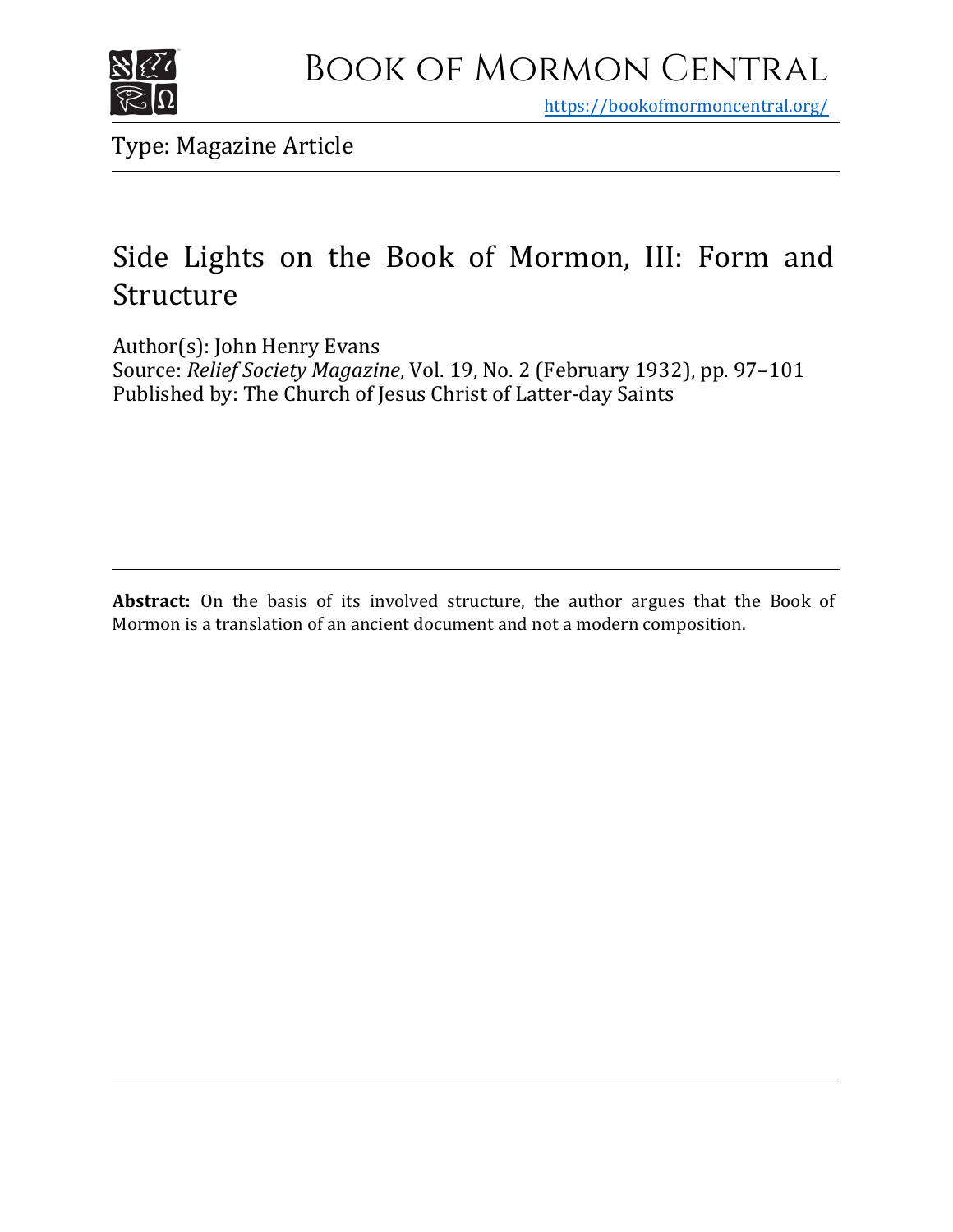Book of Mormon Central

https://bookofmormoncentral.org/

Type: Magazine Article

# Side Lights on the Book of Mormon, III: Form and Structure

Author(s): John Henry Evans

Source: *Relief Society Magazine*, Vol. 19, No. 2 (February 1932), pp. 97–101

Published by: The Church of Jesus Christ of Latter-day Saints

**Abstract:** On the basis of its involved structure, the author argues that the Book of Mormon is a translation of an ancient document and not a modern composition.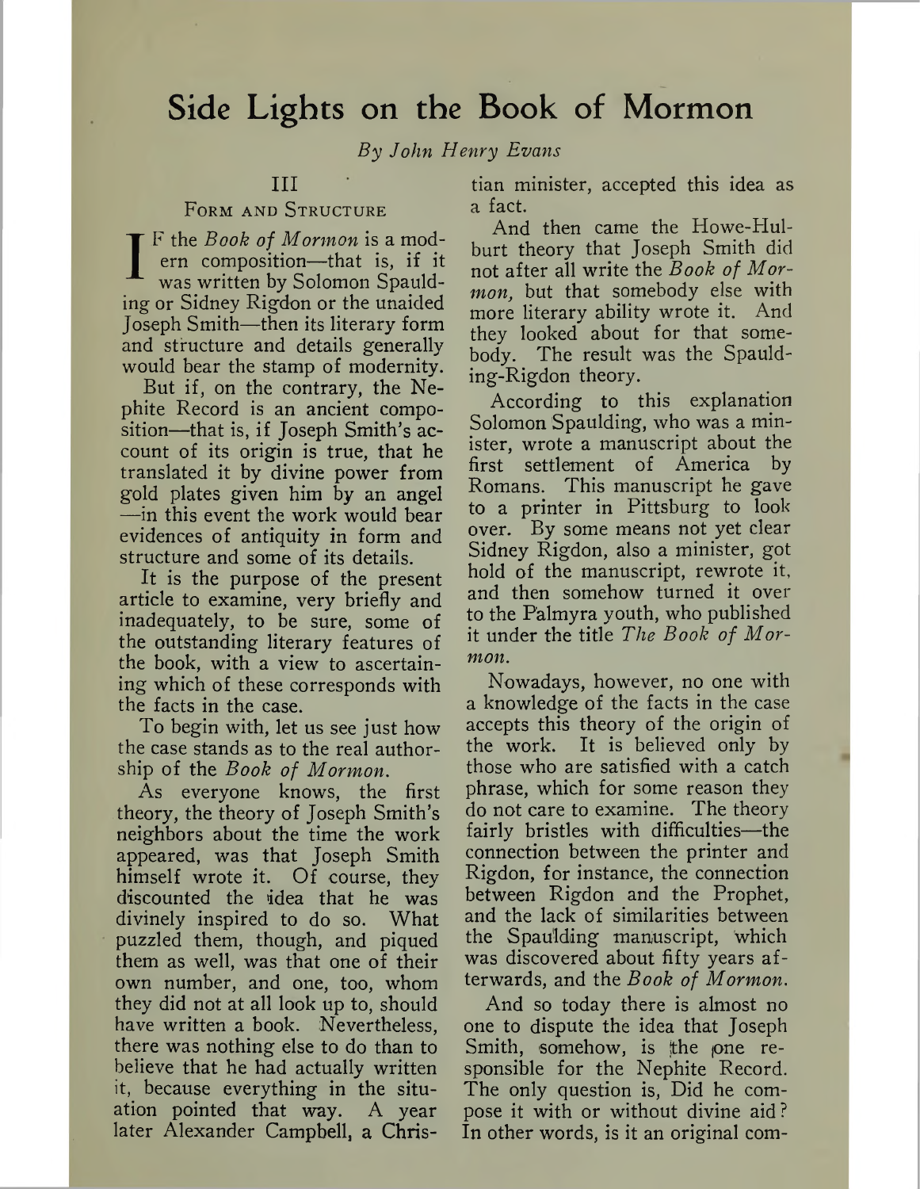# Side Lights on the Book of Mormon

*By John Henry Evans*

## III

### Form and Structure

If the *Book of Mormon* is a modern composition—that is, if it was written by Solomon Spaulding or Sidney Rigdon or the unaided Joseph Smith—then its literary form and structure and details generally would bear the stamp of modernity.

But if, on the contrary, the Nephite Record is an ancient composition—that is, if Joseph Smith's account of its origin is true, that he translated it by divine power from gold plates given him by an angel—in this event the work would bear evidences of antiquity in form and structure and some of its details.

It is the purpose of the present article to examine, very briefly and inadequately, to be sure, some of the outstanding literary features of the book, with a view to ascertaining which of these corresponds with the facts in the case.

To begin with, let us see just how the case stands as to the real authorship of the *Book of Mormon*.

As everyone knows, the first theory, the theory of Joseph Smith's neighbors about the time the work appeared, was that Joseph Smith himself wrote it. Of course, they discounted the idea that he was divinely inspired to do so. What puzzled them, though, and piqued them as well, was that one of their own number, and one, too, whom they did not at all look up to, should have written a book. Nevertheless, there was nothing else to do than to believe that he had actually written it, because everything in the situation pointed that way. A year later Alexander Campbell, a Christian minister, accepted this idea as a fact.

And then came the Howe-Hulburt theory that Joseph Smith did not after all write the *Book of Mormon*, but that somebody else with more literary ability wrote it. And they looked about for that somebody. The result was the Spaulding-Rigdon theory.

According to this explanation Solomon Spaulding, who was a minister, wrote a manuscript about the first settlement of America by Romans. This manuscript he gave to a printer in Pittsburg to look over. By some means not yet clear Sidney Rigdon, also a minister, got hold of the manuscript, rewrote it, and then somehow turned it over to the Palmyra youth, who published it under the title *The Book of Mormon*.

Nowadays, however, no one with a knowledge of the facts in the case accepts this theory of the origin of the work. It is believed only by those who are satisfied with a catch phrase, which for some reason they do not care to examine. The theory fairly bristles with difficulties—the connection between the printer and Rigdon, for instance, the connection between Rigdon and the Prophet, and the lack of similarities between the Spaulding manuscript, which was discovered about fifty years afterwards, and the *Book of Mormon*.

And so today there is almost no one to dispute the idea that Joseph Smith, somehow, is the one responsible for the Nephite Record. The only question is, Did he compose it with or without divine aid? In other words, is it an original com-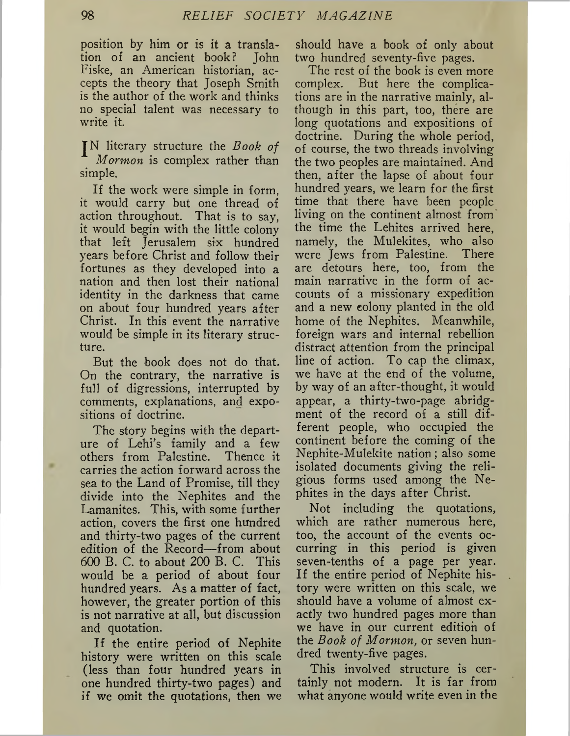position by him or is it a translation of an ancient book? John Fiske, an American historian, accepts the theory that Joseph Smith is the author of the work and thinks no special talent was necessary to write it.

IN literary structure the *Book of Mormon* is complex rather than simple.

If the work were simple in form, it would carry but one thread of action throughout. That is to say, it would begin with the little colony that left Jerusalem six hundred years before Christ and follow their fortunes as they developed into a nation and then lost their national identity in the darkness that came on about four hundred years after Christ. In this event the narrative would be simple in its literary structure.

But the book does not do that. On the contrary, the narrative is full of digressions, interrupted by comments, explanations, and expositions of doctrine.

The story begins with the departure of Lehi's family and a few others from Palestine. Thence it carries the action forward across the sea to the Land of Promise, till they divide into the Nephites and the Lamanites. This, with some further action, covers the first one hundred and thirty-two pages of the current edition of the Record—from about 600 B. C. to about 200 B. C. This would be a period of about four hundred years. As a matter of fact, however, the greater portion of this is not narrative at all, but discussion and quotation.

If the entire period of Nephite history were written on this scale (less than four hundred years in one hundred thirty-two pages) and if we omit the quotations, then we should have a book of only about two hundred seventy-five pages.

The rest of the book is even more complex. But here the complications are in the narrative mainly, although in this part, too, there are long quotations and expositions of doctrine. During the whole period, of course, the two threads involving the two peoples are maintained. And then, after the lapse of about four hundred years, we learn for the first time that there have been people living on the continent almost from the time the Lehites arrived here, namely, the Mulekites, who also were Jews from Palestine. There are detours here, too, from the main narrative in the form of accounts of a missionary expedition and a new colony planted in the old home of the Nephites. Meanwhile, foreign wars and internal rebellion distract attention from the principal line of action. To cap the climax, we have at the end of the volume, by way of an after-thought, it would appear, a thirty-two-page abridgment of the record of a still different people, who occupied the continent before the coming of the Nephite-Mulekite nation; also some isolated documents giving the religious forms used among the Nephites in the days after Christ.

Not including the quotations, which are rather numerous here, too, the account of the events occurring in this period is given seven-tenths of a page per year. If the entire period of Nephite history were written on this scale, we should have a volume of almost exactly two hundred pages more than we have in our current edition of the *Book of Mormon,* or seven hundred twenty-five pages.

This involved structure is certainly not modern. It is far from what anyone would write even in the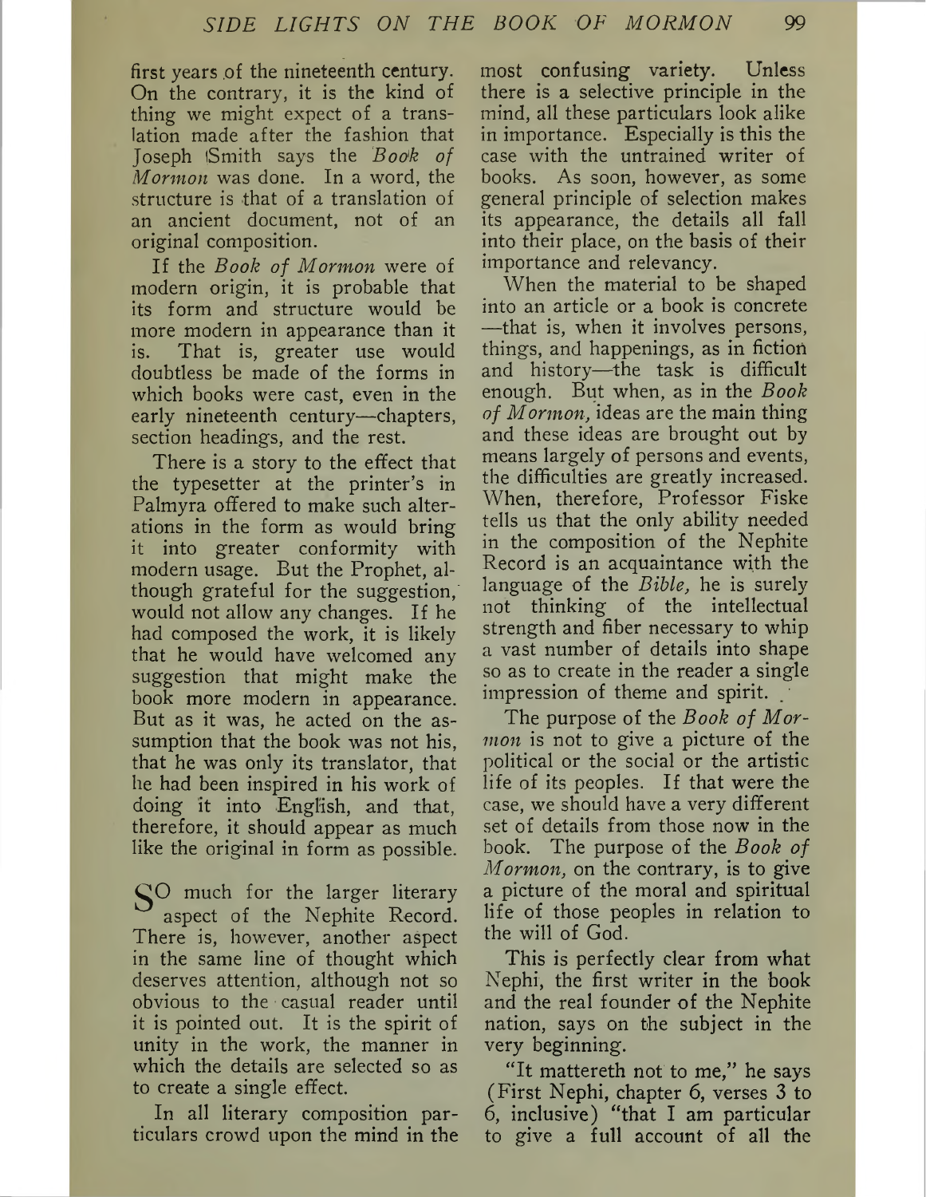first years of the nineteenth century. On the contrary, it is the kind of thing we might expect of a translation made after the fashion that Joseph Smith says the *Book of Mormon* was done. In a word, the structure is that of a translation of an ancient document, not of an original composition.

If the *Book of Mormon* were of modern origin, it is probable that its form and structure would be more modern in appearance than it is. That is, greater use would doubtless be made of the forms in which books were cast, even in the early nineteenth century—chapters, section headings, and the rest.

There is a story to the effect that the typesetter at the printer's in Palmyra offered to make such alterations in the form as would bring it into greater conformity with modern usage. But the Prophet, although grateful for the suggestion, would not allow any changes. If he had composed the work, it is likely that he would have welcomed any suggestion that might make the book more modern in appearance. But as it was, he acted on the assumption that the book was not his, that he was only its translator, that he had been inspired in his work of doing it into English, and that, therefore, it should appear as much like the original in form as possible.

SO much for the larger literary aspect of the Nephite Record. There is, however, another aspect in the same line of thought which deserves attention, although not so obvious to the casual reader until it is pointed out. It is the spirit of unity in the work, the manner in which the details are selected so as to create a single effect.

In all literary composition particulars crowd upon the mind in the most confusing variety. Unless there is a selective principle in the mind, all these particulars look alike in importance. Especially is this the case with the untrained writer of books. As soon, however, as some general principle of selection makes its appearance, the details all fall into their place, on the basis of their importance and relevancy.

When the material to be shaped into an article or a book is concrete—that is, when it involves persons, things, and happenings, as in fiction and history—the task is difficult enough. But when, as in the *Book of Mormon,* ideas are the main thing and these ideas are brought out by means largely of persons and events, the difficulties are greatly increased. When, therefore, Professor Fiske tells us that the only ability needed in the composition of the Nephite Record is an acquaintance with the language of the *Bible,* he is surely not thinking of the intellectual strength and fiber necessary to whip a vast number of details into shape so as to create in the reader a single impression of theme and spirit.

The purpose of the *Book of Mormon* is not to give a picture of the political or the social or the artistic life of its peoples. If that were the case, we should have a very different set of details from those now in the book. The purpose of the *Book of Mormon,* on the contrary, is to give a picture of the moral and spiritual life of those peoples in relation to the will of God.

This is perfectly clear from what Nephi, the first writer in the book and the real founder of the Nephite nation, says on the subject in the very beginning.

"It mattereth not to me," he says (First Nephi, chapter 6, verses 3 to 6, inclusive) "that I am particular to give a full account of all the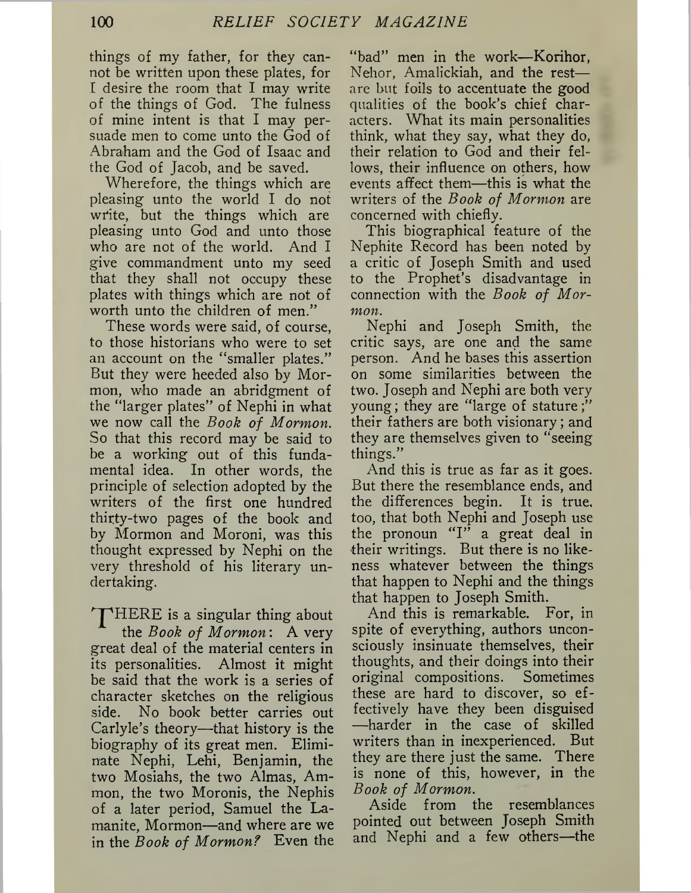things of my father, for they cannot be written upon these plates, for I desire the room that I may write of the things of God. The fulness of mine intent is that I may persuade men to come unto the God of Abraham and the God of Isaac and the God of Jacob, and be saved.

Wherefore, the things which are pleasing unto the world I do not write, but the things which are pleasing unto God and unto those who are not of the world. And I give commandment unto my seed that they shall not occupy these plates with things which are not of worth unto the children of men."

These words were said, of course, to those historians who were to set an account on the "smaller plates." But they were heeded also by Mormon, who made an abridgment of the "larger plates" of Nephi in what we now call the *Book of Mormon*. So that this record may be said to be a working out of this fundamental idea. In other words, the principle of selection adopted by the writers of the first one hundred thirty-two pages of the book and by Mormon and Moroni, was this thought expressed by Nephi on the very threshold of his literary undertaking.

THERE is a singular thing about the *Book of Mormon*: A very great deal of the material centers in its personalities. Almost it might be said that the work is a series of character sketches on the religious side. No book better carries out Carlyle's theory—that history is the biography of its great men. Eliminate Nephi, Lehi, Benjamin, the two Mosiahs, the two Almas, Ammon, the two Moronis, the Nephis of a later period, Samuel the Lamanite, Mormon—and where are we in the *Book of Mormon?* Even the "bad" men in the work—Korihor, Nehor, Amalickiah, and the rest—are but foils to accentuate the good qualities of the book's chief characters. What its main personalities think, what they say, what they do, their relation to God and their fellows, their influence on others, how events affect them—this is what the writers of the *Book of Mormon* are concerned with chiefly.

This biographical feature of the Nephite Record has been noted by a critic of Joseph Smith and used to the Prophet's disadvantage in connection with the *Book of Mormon*.

Nephi and Joseph Smith, the critic says, are one and the same person. And he bases this assertion on some similarities between the two. Joseph and Nephi are both very young; they are "large of stature;" their fathers are both visionary; and they are themselves given to "seeing things."

And this is true as far as it goes. But there the resemblance ends, and the differences begin. It is true, too, that both Nephi and Joseph use the pronoun "I" a great deal in their writings. But there is no likeness whatever between the things that happen to Nephi and the things that happen to Joseph Smith.

And this is remarkable. For, in spite of everything, authors unconsciously insinuate themselves, their thoughts, and their doings into their original compositions. Sometimes these are hard to discover, so effectively have they been disguised—harder in the case of skilled writers than in inexperienced. But they are there just the same. There is none of this, however, in the *Book of Mormon*.

Aside from the resemblances pointed out between Joseph Smith and Nephi and a few others—the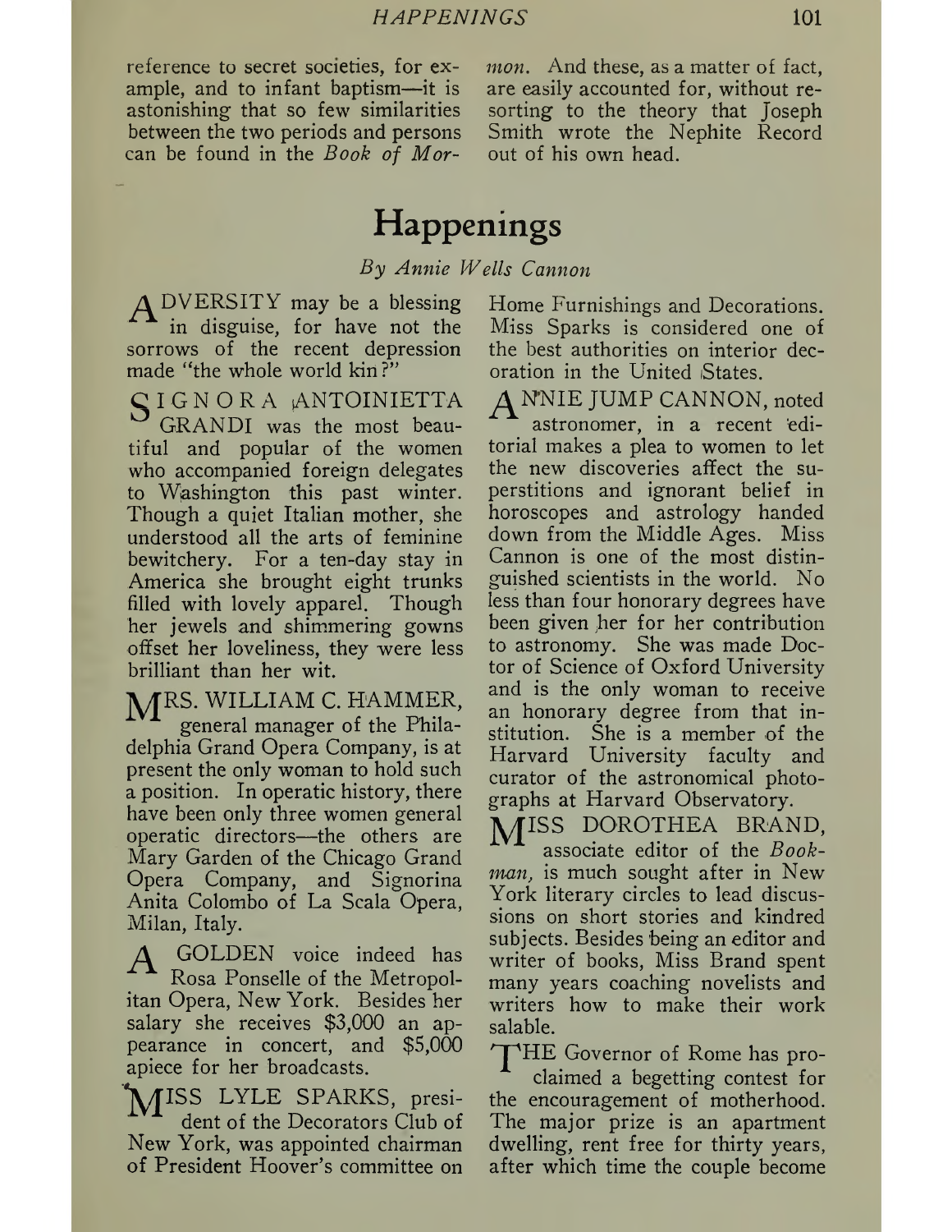reference to secret societies, for example, and to infant baptism—it is astonishing that so few similarities between the two periods and persons can be found in the *Book of Mormon*. And these, as a matter of fact, are easily accounted for, without resorting to the theory that Joseph Smith wrote the Nephite Record out of his own head.

# Happenings

*By Annie Wells Cannon*

ADVERSITY may be a blessing in disguise, for have not the sorrows of the recent depression made "the whole world kin?"

SIGNORA ANTOINIETTA GRANDI was the most beautiful and popular of the women who accompanied foreign delegates to Washington this past winter. Though a quiet Italian mother, she understood all the arts of feminine bewitchery. For a ten-day stay in America she brought eight trunks filled with lovely apparel. Though her jewels and shimmering gowns offset her loveliness, they were less brilliant than her wit.

MRS. WILLIAM C. HAMMER, general manager of the Philadelphia Grand Opera Company, is at present the only woman to hold such a position. In operatic history, there have been only three women general operatic directors—the others are Mary Garden of the Chicago Grand Opera Company, and Signorina Anita Colombo of La Scala Opera, Milan, Italy.

A GOLDEN voice indeed has Rosa Ponselle of the Metropolitan Opera, New York. Besides her salary she receives $3,000 an appearance in concert, and $5,000 apiece for her broadcasts.

MISS LYLE SPARKS, president of the Decorators Club of New York, was appointed chairman of President Hoover's committee on Home Furnishings and Decorations. Miss Sparks is considered one of the best authorities on interior decoration in the United States.

ANNIE JUMP CANNON, noted astronomer, in a recent editorial makes a plea to women to let the new discoveries affect the superstitions and ignorant belief in horoscopes and astrology handed down from the Middle Ages. Miss Cannon is one of the most distinguished scientists in the world. No less than four honorary degrees have been given her for her contribution to astronomy. She was made Doctor of Science of Oxford University and is the only woman to receive an honorary degree from that institution. She is a member of the Harvard University faculty and curator of the astronomical photographs at Harvard Observatory.

MISS DOROTHEA BRAND, associate editor of the *Bookman*, is much sought after in New York literary circles to lead discussions on short stories and kindred subjects. Besides being an editor and writer of books, Miss Brand spent many years coaching novelists and writers how to make their work salable.

THE Governor of Rome has proclaimed a begetting contest for the encouragement of motherhood. The major prize is an apartment dwelling, rent free for thirty years, after which time the couple become